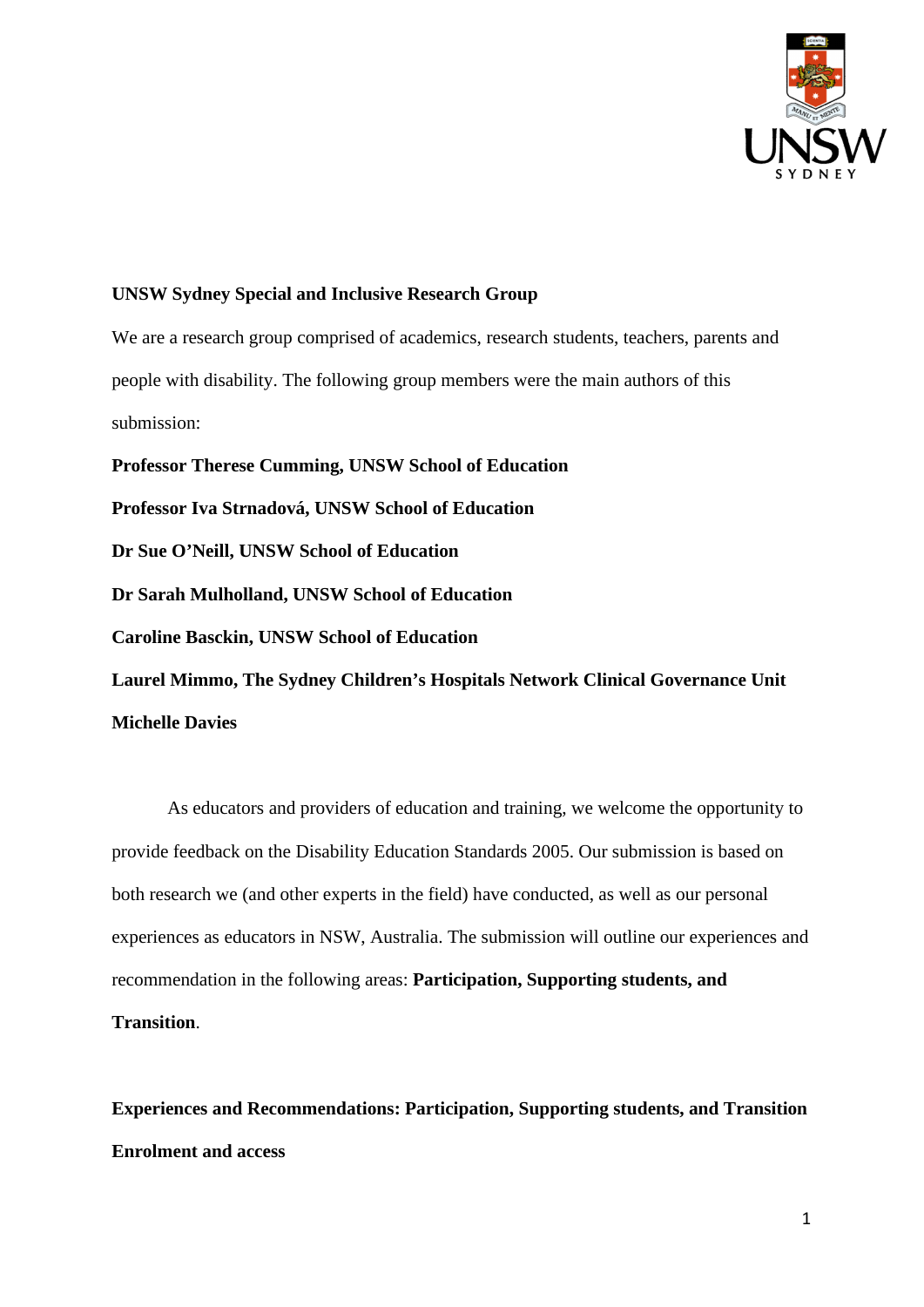**UNSW Sydney Special and Inclusive Research Group**

We are a research group comprised of academics, research students, teachers, parents and people with disability. The following group members were the main authors of this submission:

**Professor Therese Cumming, UNSW School of Education**

**Professor Iva Strnadová, UNSW School of Education**

**Dr Sue O'Neill, UNSW School of Education**

**Dr Sarah Mulholland, UNSW School of Education**

**Caroline Basckin, UNSW School of Education**

**Laurel Mimmo, The Sydney Children's Hospitals Network Clinical Governance Unit**

**Michelle Davies**

As educators and providers of education and training, we welcome the opportunity to provide feedback on the Disability Education Standards 2005. Our submission is based on both research we (and other experts in the field) have conducted, as well as our personal experiences as educators in NSW, Australia. The submission will outline our experiences and recommendation in the following areas: **Participation, Supporting students, and Transition**.

**Experiences and Recommendations: Participation, Supporting students, and Transition**

**Enrolment and access**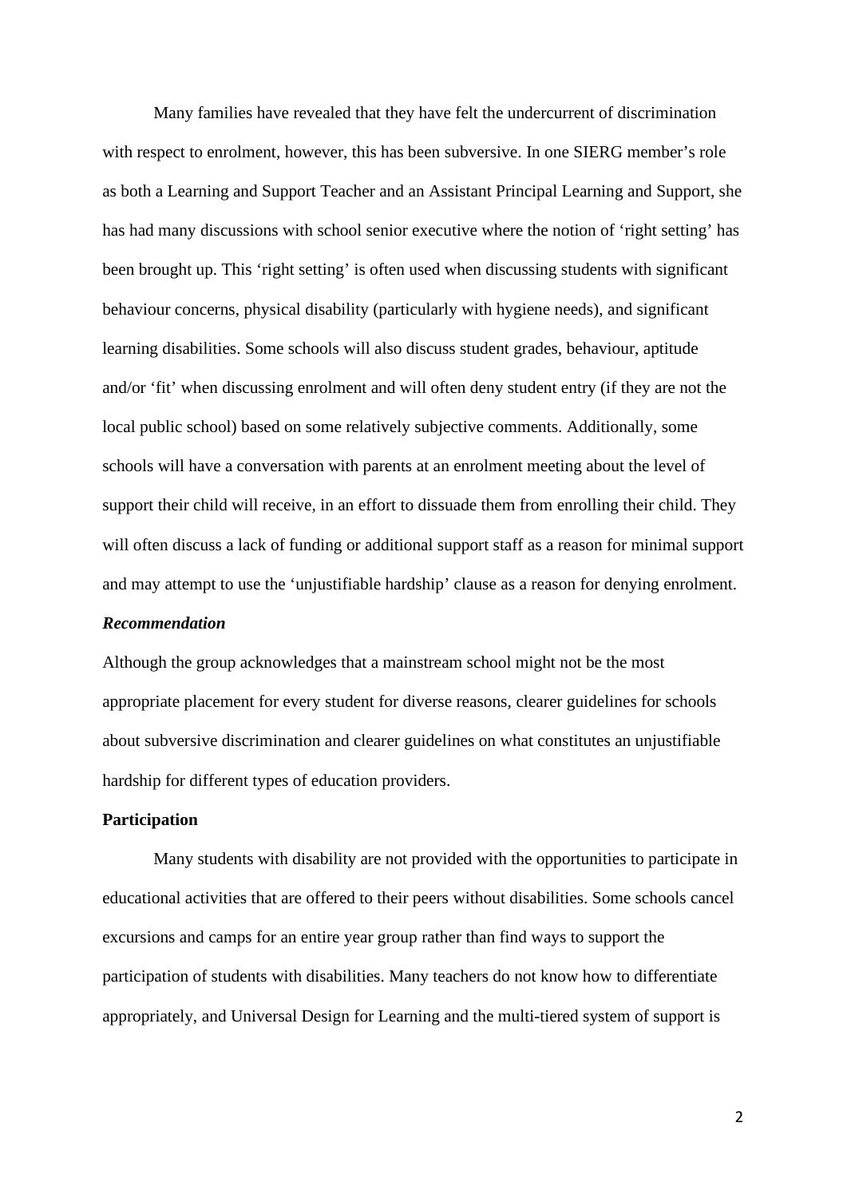Many families have revealed that they have felt the undercurrent of discrimination with respect to enrolment, however, this has been subversive. In one SIERG member's role as both a Learning and Support Teacher and an Assistant Principal Learning and Support, she has had many discussions with school senior executive where the notion of 'right setting' has been brought up. This 'right setting' is often used when discussing students with significant behaviour concerns, physical disability (particularly with hygiene needs), and significant learning disabilities. Some schools will also discuss student grades, behaviour, aptitude and/or 'fit' when discussing enrolment and will often deny student entry (if they are not the local public school) based on some relatively subjective comments. Additionally, some schools will have a conversation with parents at an enrolment meeting about the level of support their child will receive, in an effort to dissuade them from enrolling their child. They will often discuss a lack of funding or additional support staff as a reason for minimal support and may attempt to use the 'unjustifiable hardship' clause as a reason for denying enrolment.

***Recommendation***

Although the group acknowledges that a mainstream school might not be the most appropriate placement for every student for diverse reasons, clearer guidelines for schools about subversive discrimination and clearer guidelines on what constitutes an unjustifiable hardship for different types of education providers.

**Participation**

Many students with disability are not provided with the opportunities to participate in educational activities that are offered to their peers without disabilities. Some schools cancel excursions and camps for an entire year group rather than find ways to support the participation of students with disabilities. Many teachers do not know how to differentiate appropriately, and Universal Design for Learning and the multi-tiered system of support is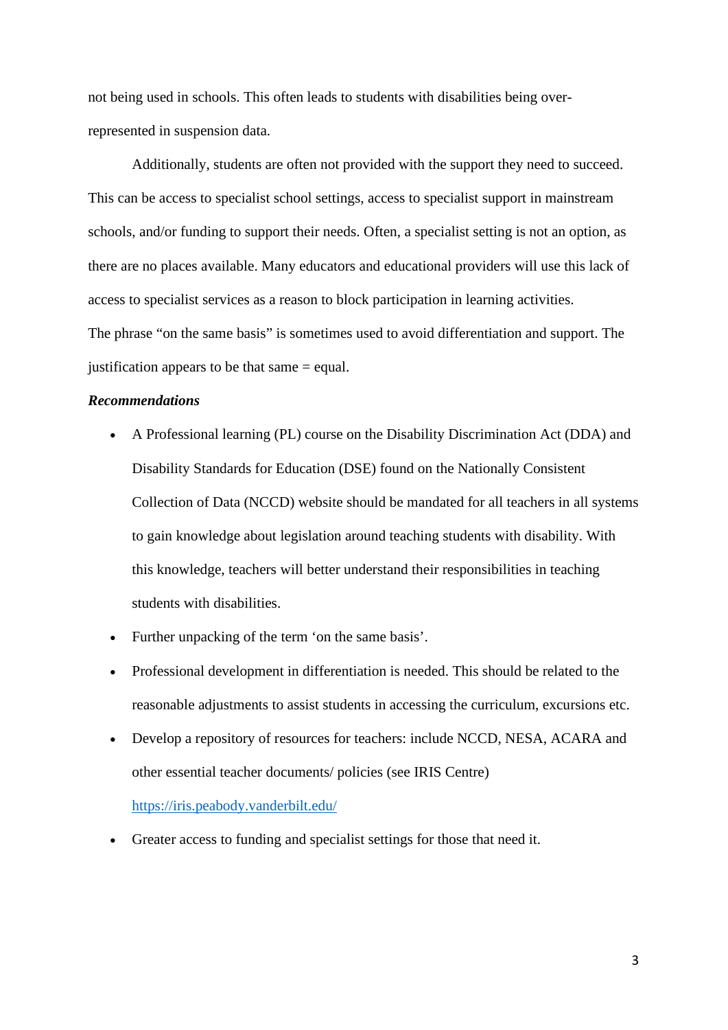not being used in schools. This often leads to students with disabilities being over-represented in suspension data.

Additionally, students are often not provided with the support they need to succeed. This can be access to specialist school settings, access to specialist support in mainstream schools, and/or funding to support their needs. Often, a specialist setting is not an option, as there are no places available. Many educators and educational providers will use this lack of access to specialist services as a reason to block participation in learning activities.

The phrase "on the same basis" is sometimes used to avoid differentiation and support. The justification appears to be that same = equal.

***Recommendations***

- A Professional learning (PL) course on the Disability Discrimination Act (DDA) and Disability Standards for Education (DSE) found on the Nationally Consistent Collection of Data (NCCD) website should be mandated for all teachers in all systems to gain knowledge about legislation around teaching students with disability. With this knowledge, teachers will better understand their responsibilities in teaching students with disabilities.
- Further unpacking of the term 'on the same basis'.
- Professional development in differentiation is needed. This should be related to the reasonable adjustments to assist students in accessing the curriculum, excursions etc.
- Develop a repository of resources for teachers: include NCCD, NESA, ACARA and other essential teacher documents/ policies (see IRIS Centre) https://iris.peabody.vanderbilt.edu/
- Greater access to funding and specialist settings for those that need it.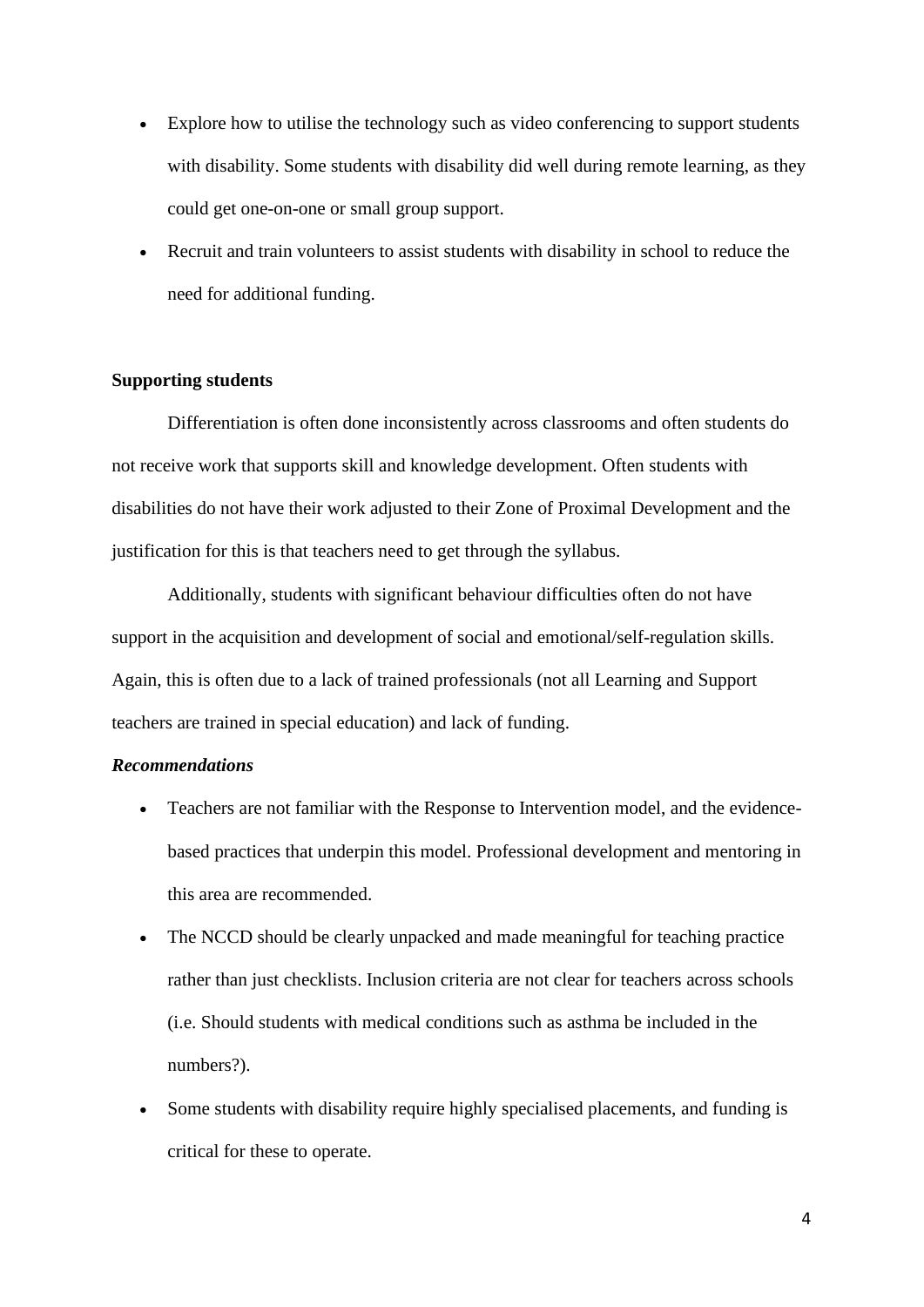- Explore how to utilise the technology such as video conferencing to support students with disability. Some students with disability did well during remote learning, as they could get one-on-one or small group support.
- Recruit and train volunteers to assist students with disability in school to reduce the need for additional funding.

**Supporting students**

Differentiation is often done inconsistently across classrooms and often students do not receive work that supports skill and knowledge development. Often students with disabilities do not have their work adjusted to their Zone of Proximal Development and the justification for this is that teachers need to get through the syllabus.

Additionally, students with significant behaviour difficulties often do not have support in the acquisition and development of social and emotional/self-regulation skills. Again, this is often due to a lack of trained professionals (not all Learning and Support teachers are trained in special education) and lack of funding.

***Recommendations***

- Teachers are not familiar with the Response to Intervention model, and the evidence-based practices that underpin this model. Professional development and mentoring in this area are recommended.
- The NCCD should be clearly unpacked and made meaningful for teaching practice rather than just checklists. Inclusion criteria are not clear for teachers across schools (i.e. Should students with medical conditions such as asthma be included in the numbers?).
- Some students with disability require highly specialised placements, and funding is critical for these to operate.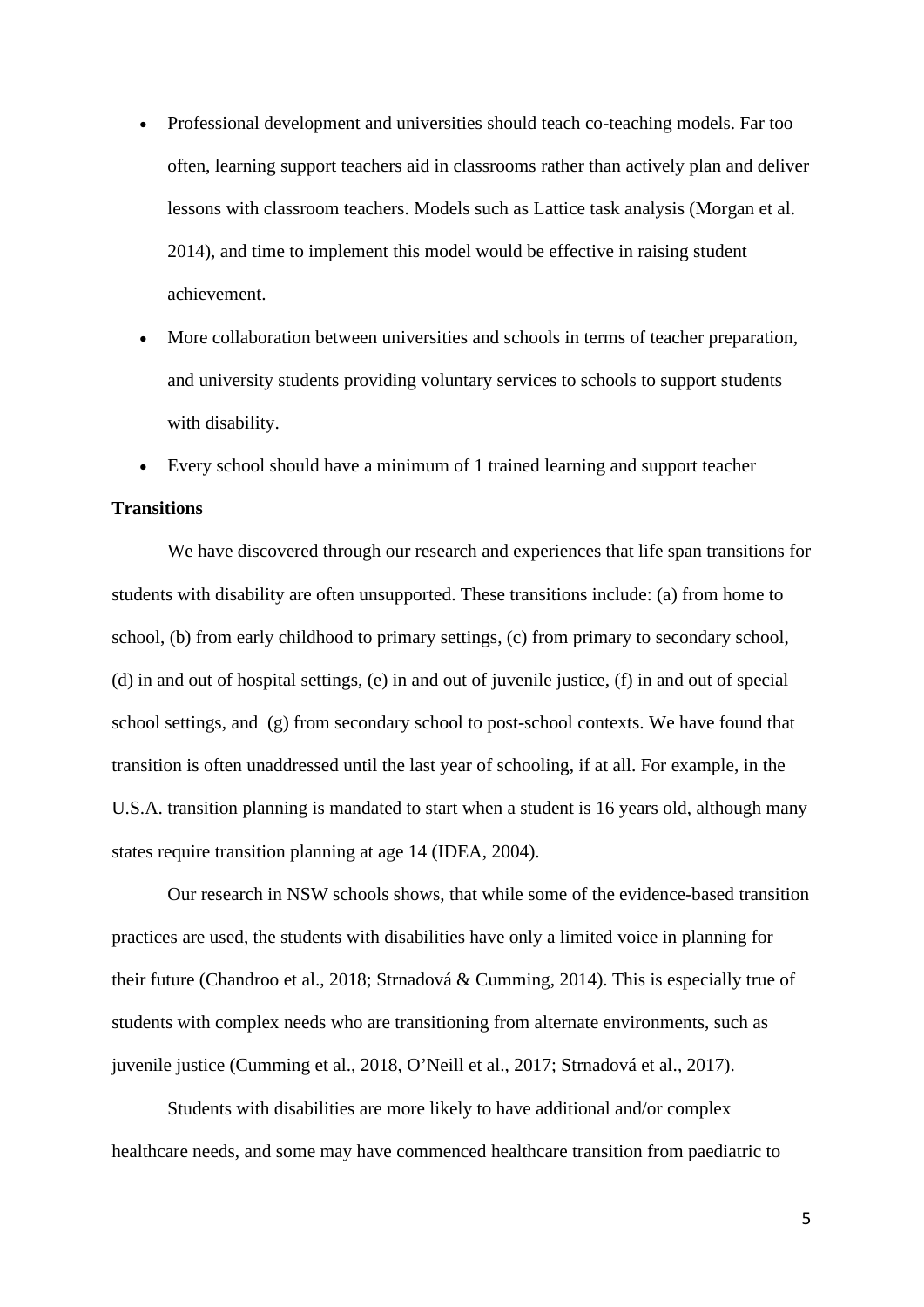- Professional development and universities should teach co-teaching models. Far too often, learning support teachers aid in classrooms rather than actively plan and deliver lessons with classroom teachers. Models such as Lattice task analysis (Morgan et al. 2014), and time to implement this model would be effective in raising student achievement.
- More collaboration between universities and schools in terms of teacher preparation, and university students providing voluntary services to schools to support students with disability.
- Every school should have a minimum of 1 trained learning and support teacher

**Transitions**

We have discovered through our research and experiences that life span transitions for students with disability are often unsupported. These transitions include: (a) from home to school, (b) from early childhood to primary settings, (c) from primary to secondary school, (d) in and out of hospital settings, (e) in and out of juvenile justice, (f) in and out of special school settings, and (g) from secondary school to post-school contexts. We have found that transition is often unaddressed until the last year of schooling, if at all. For example, in the U.S.A. transition planning is mandated to start when a student is 16 years old, although many states require transition planning at age 14 (IDEA, 2004).

Our research in NSW schools shows, that while some of the evidence-based transition practices are used, the students with disabilities have only a limited voice in planning for their future (Chandroo et al., 2018; Strnadová & Cumming, 2014). This is especially true of students with complex needs who are transitioning from alternate environments, such as juvenile justice (Cumming et al., 2018, O'Neill et al., 2017; Strnadová et al., 2017).

Students with disabilities are more likely to have additional and/or complex healthcare needs, and some may have commenced healthcare transition from paediatric to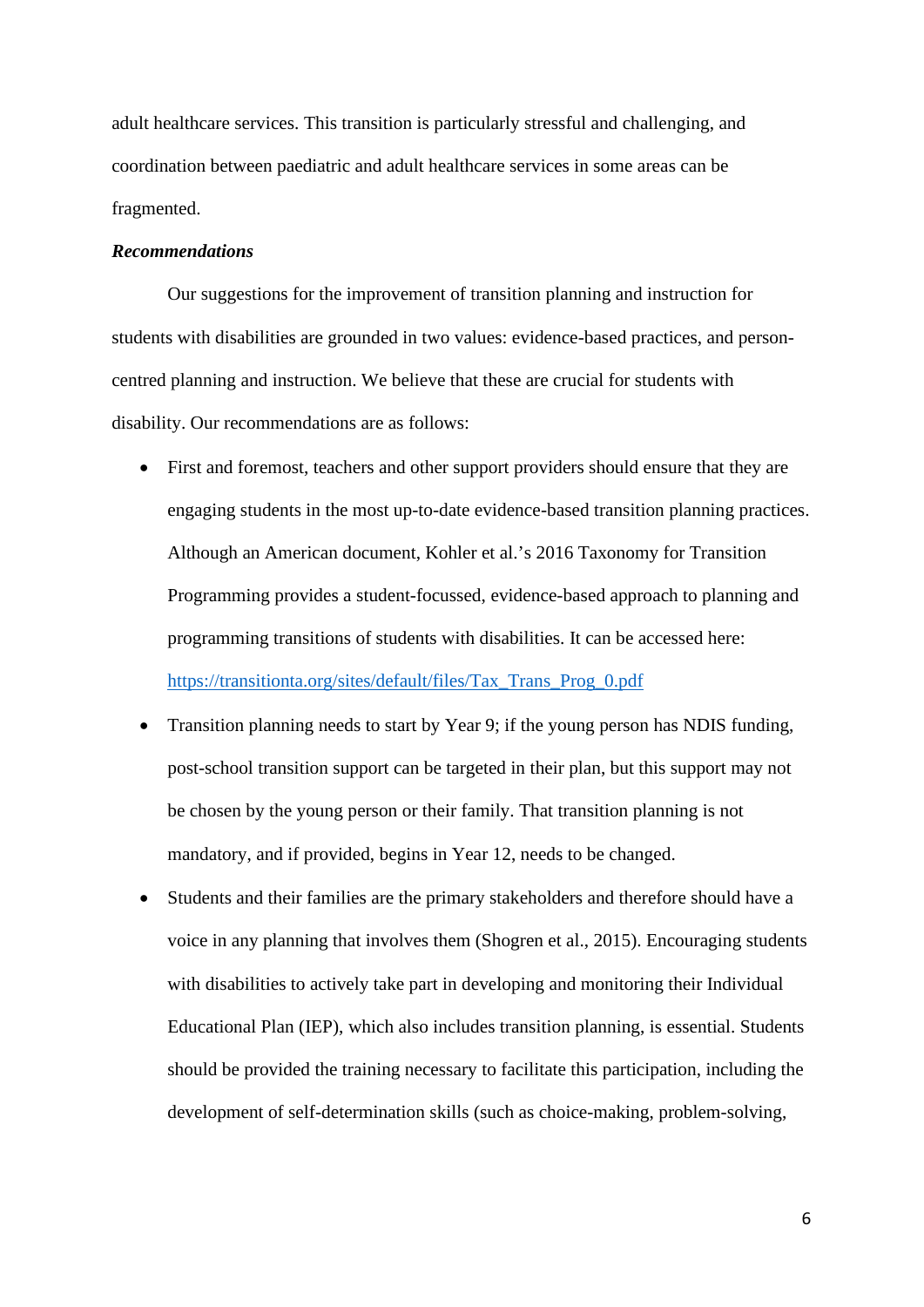adult healthcare services. This transition is particularly stressful and challenging, and coordination between paediatric and adult healthcare services in some areas can be fragmented.

***Recommendations***

Our suggestions for the improvement of transition planning and instruction for students with disabilities are grounded in two values: evidence-based practices, and person-centred planning and instruction. We believe that these are crucial for students with disability. Our recommendations are as follows:

- First and foremost, teachers and other support providers should ensure that they are engaging students in the most up-to-date evidence-based transition planning practices. Although an American document, Kohler et al.'s 2016 Taxonomy for Transition Programming provides a student-focussed, evidence-based approach to planning and programming transitions of students with disabilities. It can be accessed here: [https://transitionta.org/sites/default/files/Tax_Trans_Prog_0.pdf](https://transitionta.org/sites/default/files/Tax_Trans_Prog_0.pdf)
- Transition planning needs to start by Year 9; if the young person has NDIS funding, post-school transition support can be targeted in their plan, but this support may not be chosen by the young person or their family. That transition planning is not mandatory, and if provided, begins in Year 12, needs to be changed.
- Students and their families are the primary stakeholders and therefore should have a voice in any planning that involves them (Shogren et al., 2015). Encouraging students with disabilities to actively take part in developing and monitoring their Individual Educational Plan (IEP), which also includes transition planning, is essential. Students should be provided the training necessary to facilitate this participation, including the development of self-determination skills (such as choice-making, problem-solving,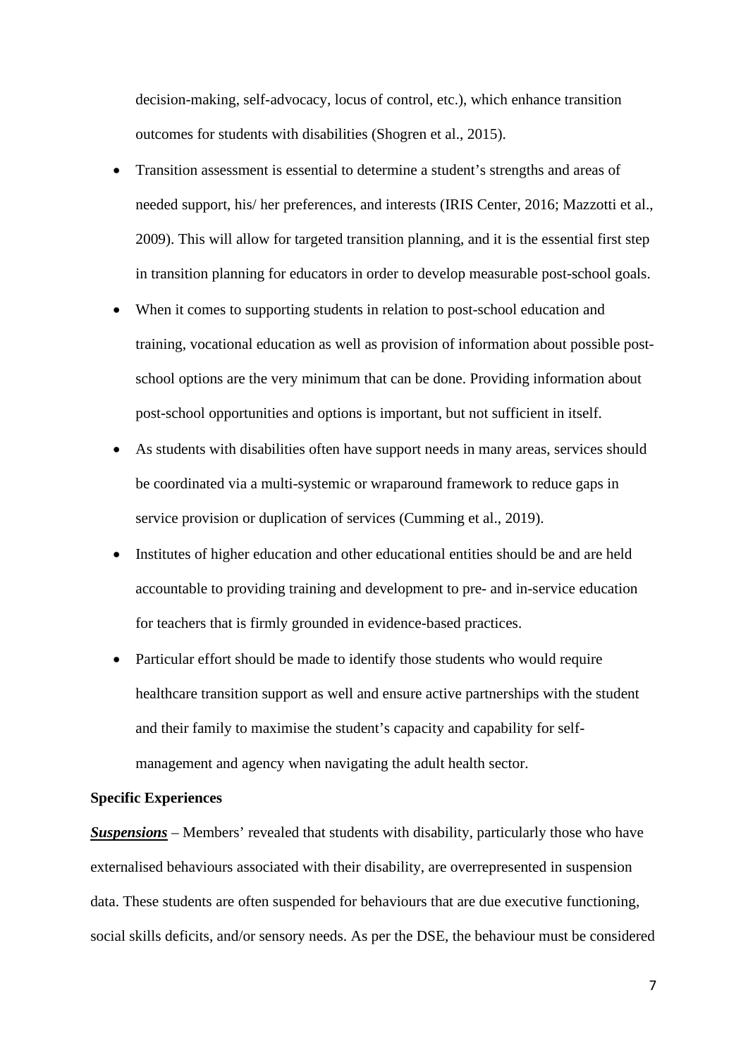decision-making, self-advocacy, locus of control, etc.), which enhance transition outcomes for students with disabilities (Shogren et al., 2015).

- Transition assessment is essential to determine a student's strengths and areas of needed support, his/ her preferences, and interests (IRIS Center, 2016; Mazzotti et al., 2009). This will allow for targeted transition planning, and it is the essential first step in transition planning for educators in order to develop measurable post-school goals.
- When it comes to supporting students in relation to post-school education and training, vocational education as well as provision of information about possible post-school options are the very minimum that can be done. Providing information about post-school opportunities and options is important, but not sufficient in itself.
- As students with disabilities often have support needs in many areas, services should be coordinated via a multi-systemic or wraparound framework to reduce gaps in service provision or duplication of services (Cumming et al., 2019).
- Institutes of higher education and other educational entities should be and are held accountable to providing training and development to pre- and in-service education for teachers that is firmly grounded in evidence-based practices.
- Particular effort should be made to identify those students who would require healthcare transition support as well and ensure active partnerships with the student and their family to maximise the student's capacity and capability for self-management and agency when navigating the adult health sector.

**Specific Experiences**

***Suspensions*** – Members' revealed that students with disability, particularly those who have externalised behaviours associated with their disability, are overrepresented in suspension data. These students are often suspended for behaviours that are due executive functioning, social skills deficits, and/or sensory needs. As per the DSE, the behaviour must be considered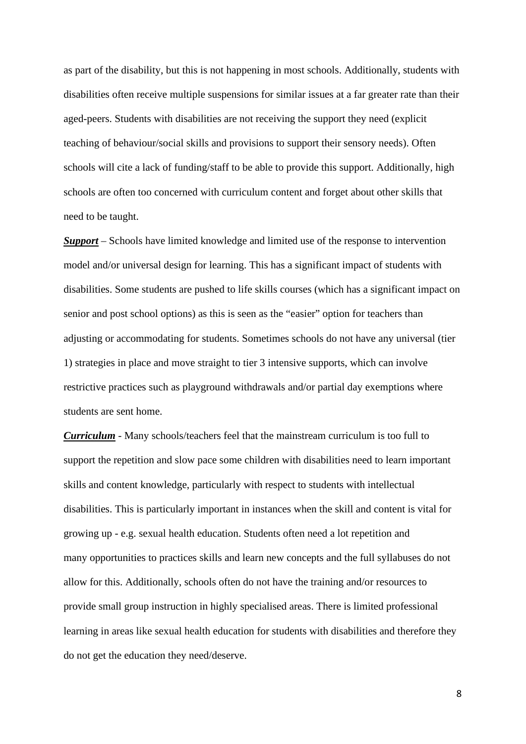as part of the disability, but this is not happening in most schools. Additionally, students with disabilities often receive multiple suspensions for similar issues at a far greater rate than their aged-peers. Students with disabilities are not receiving the support they need (explicit teaching of behaviour/social skills and provisions to support their sensory needs). Often schools will cite a lack of funding/staff to be able to provide this support. Additionally, high schools are often too concerned with curriculum content and forget about other skills that need to be taught.

***Support*** – Schools have limited knowledge and limited use of the response to intervention model and/or universal design for learning. This has a significant impact of students with disabilities. Some students are pushed to life skills courses (which has a significant impact on senior and post school options) as this is seen as the "easier" option for teachers than adjusting or accommodating for students. Sometimes schools do not have any universal (tier 1) strategies in place and move straight to tier 3 intensive supports, which can involve restrictive practices such as playground withdrawals and/or partial day exemptions where students are sent home.

***Curriculum*** - Many schools/teachers feel that the mainstream curriculum is too full to support the repetition and slow pace some children with disabilities need to learn important skills and content knowledge, particularly with respect to students with intellectual disabilities. This is particularly important in instances when the skill and content is vital for growing up - e.g. sexual health education. Students often need a lot repetition and many opportunities to practices skills and learn new concepts and the full syllabuses do not allow for this. Additionally, schools often do not have the training and/or resources to provide small group instruction in highly specialised areas. There is limited professional learning in areas like sexual health education for students with disabilities and therefore they do not get the education they need/deserve.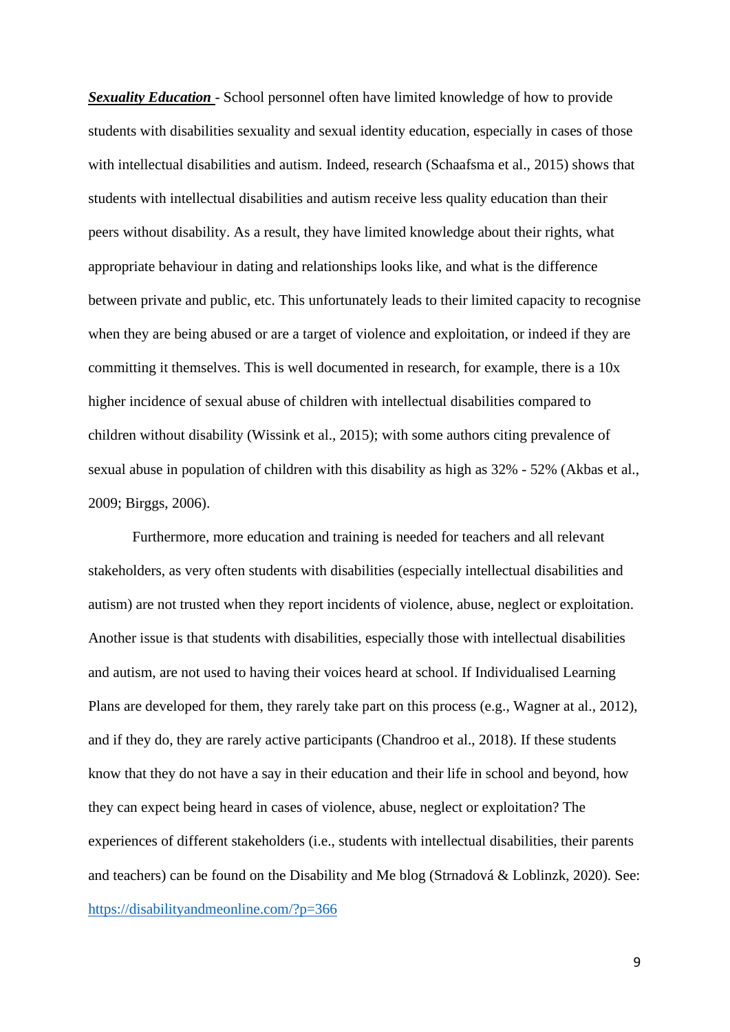***Sexuality Education*** - School personnel often have limited knowledge of how to provide students with disabilities sexuality and sexual identity education, especially in cases of those with intellectual disabilities and autism. Indeed, research (Schaafsma et al., 2015) shows that students with intellectual disabilities and autism receive less quality education than their peers without disability. As a result, they have limited knowledge about their rights, what appropriate behaviour in dating and relationships looks like, and what is the difference between private and public, etc. This unfortunately leads to their limited capacity to recognise when they are being abused or are a target of violence and exploitation, or indeed if they are committing it themselves. This is well documented in research, for example, there is a 10x higher incidence of sexual abuse of children with intellectual disabilities compared to children without disability (Wissink et al., 2015); with some authors citing prevalence of sexual abuse in population of children with this disability as high as 32% - 52% (Akbas et al., 2009; Birggs, 2006).

Furthermore, more education and training is needed for teachers and all relevant stakeholders, as very often students with disabilities (especially intellectual disabilities and autism) are not trusted when they report incidents of violence, abuse, neglect or exploitation. Another issue is that students with disabilities, especially those with intellectual disabilities and autism, are not used to having their voices heard at school. If Individualised Learning Plans are developed for them, they rarely take part on this process (e.g., Wagner at al., 2012), and if they do, they are rarely active participants (Chandroo et al., 2018). If these students know that they do not have a say in their education and their life in school and beyond, how they can expect being heard in cases of violence, abuse, neglect or exploitation? The experiences of different stakeholders (i.e., students with intellectual disabilities, their parents and teachers) can be found on the Disability and Me blog (Strnadová & Loblinzk, 2020). See: https://disabilityandmeonline.com/?p=366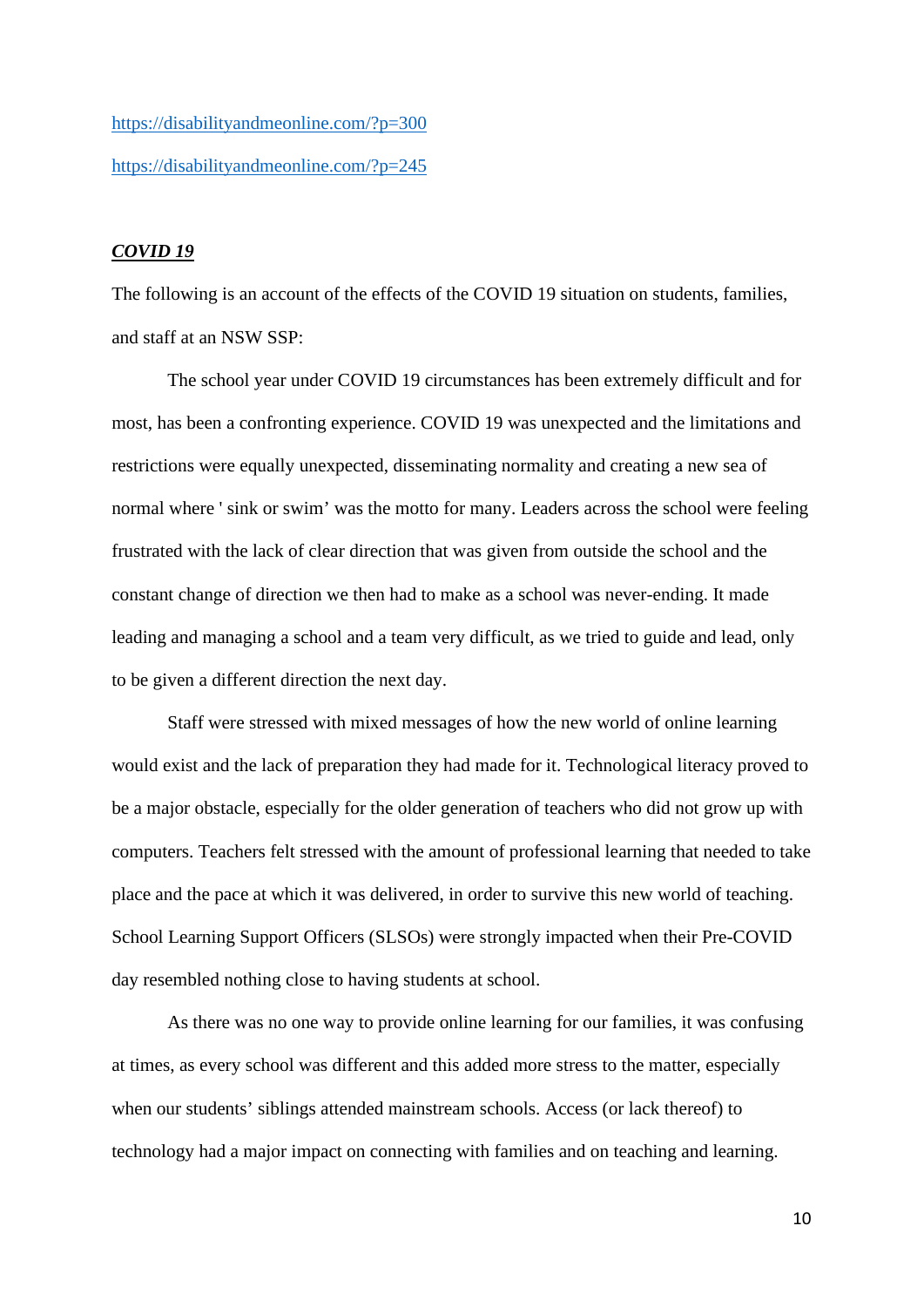https://disabilityandmeonline.com/?p=300

https://disabilityandmeonline.com/?p=245

***COVID 19***

The following is an account of the effects of the COVID 19 situation on students, families, and staff at an NSW SSP:

The school year under COVID 19 circumstances has been extremely difficult and for most, has been a confronting experience. COVID 19 was unexpected and the limitations and restrictions were equally unexpected, disseminating normality and creating a new sea of normal where ' sink or swim' was the motto for many. Leaders across the school were feeling frustrated with the lack of clear direction that was given from outside the school and the constant change of direction we then had to make as a school was never-ending. It made leading and managing a school and a team very difficult, as we tried to guide and lead, only to be given a different direction the next day.

Staff were stressed with mixed messages of how the new world of online learning would exist and the lack of preparation they had made for it. Technological literacy proved to be a major obstacle, especially for the older generation of teachers who did not grow up with computers. Teachers felt stressed with the amount of professional learning that needed to take place and the pace at which it was delivered, in order to survive this new world of teaching. School Learning Support Officers (SLSOs) were strongly impacted when their Pre-COVID day resembled nothing close to having students at school.

As there was no one way to provide online learning for our families, it was confusing at times, as every school was different and this added more stress to the matter, especially when our students' siblings attended mainstream schools. Access (or lack thereof) to technology had a major impact on connecting with families and on teaching and learning.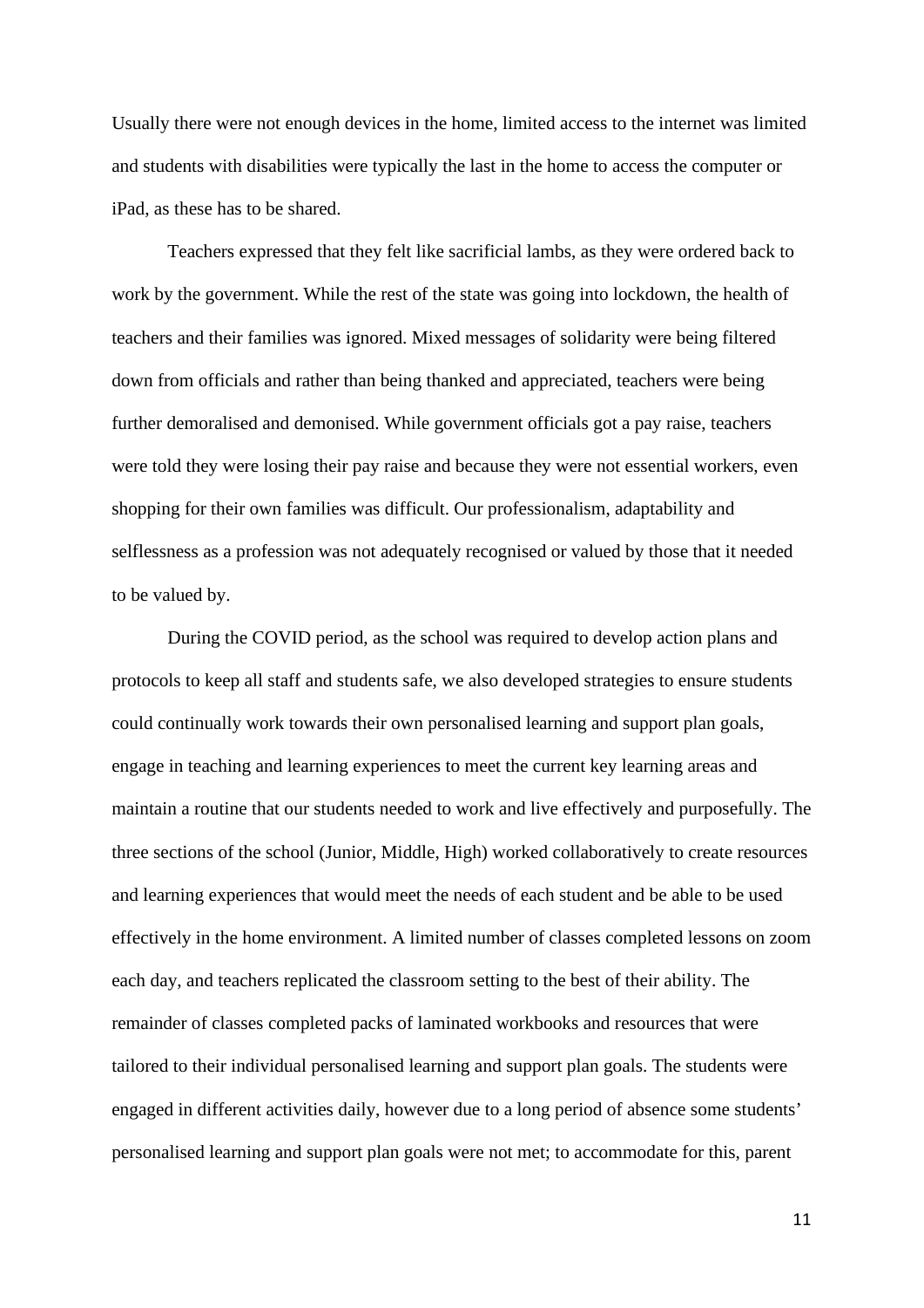Usually there were not enough devices in the home, limited access to the internet was limited and students with disabilities were typically the last in the home to access the computer or iPad, as these has to be shared.

Teachers expressed that they felt like sacrificial lambs, as they were ordered back to work by the government. While the rest of the state was going into lockdown, the health of teachers and their families was ignored. Mixed messages of solidarity were being filtered down from officials and rather than being thanked and appreciated, teachers were being further demoralised and demonised. While government officials got a pay raise, teachers were told they were losing their pay raise and because they were not essential workers, even shopping for their own families was difficult. Our professionalism, adaptability and selflessness as a profession was not adequately recognised or valued by those that it needed to be valued by.

During the COVID period, as the school was required to develop action plans and protocols to keep all staff and students safe, we also developed strategies to ensure students could continually work towards their own personalised learning and support plan goals, engage in teaching and learning experiences to meet the current key learning areas and maintain a routine that our students needed to work and live effectively and purposefully. The three sections of the school (Junior, Middle, High) worked collaboratively to create resources and learning experiences that would meet the needs of each student and be able to be used effectively in the home environment. A limited number of classes completed lessons on zoom each day, and teachers replicated the classroom setting to the best of their ability. The remainder of classes completed packs of laminated workbooks and resources that were tailored to their individual personalised learning and support plan goals. The students were engaged in different activities daily, however due to a long period of absence some students' personalised learning and support plan goals were not met; to accommodate for this, parent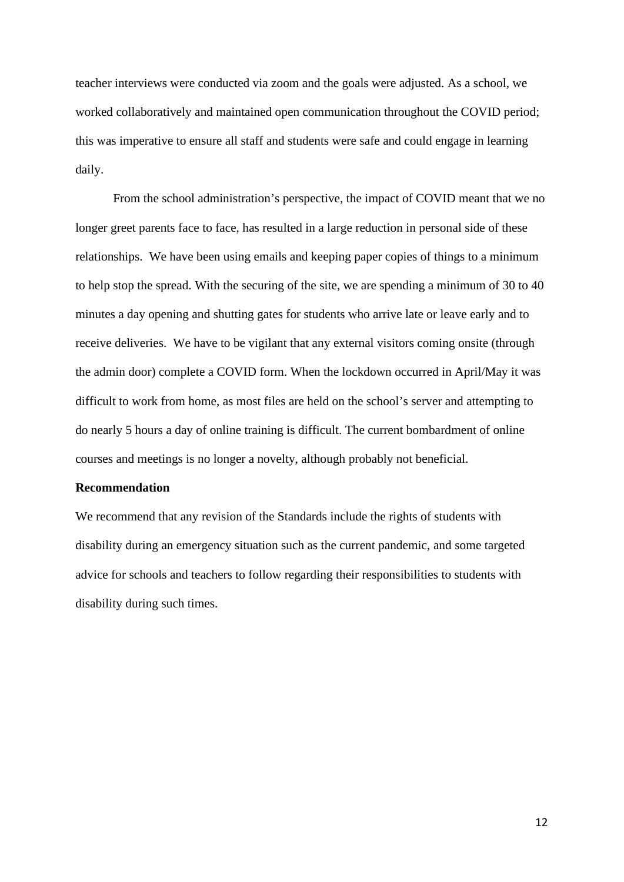teacher interviews were conducted via zoom and the goals were adjusted. As a school, we worked collaboratively and maintained open communication throughout the COVID period; this was imperative to ensure all staff and students were safe and could engage in learning daily.

From the school administration's perspective, the impact of COVID meant that we no longer greet parents face to face, has resulted in a large reduction in personal side of these relationships. We have been using emails and keeping paper copies of things to a minimum to help stop the spread. With the securing of the site, we are spending a minimum of 30 to 40 minutes a day opening and shutting gates for students who arrive late or leave early and to receive deliveries. We have to be vigilant that any external visitors coming onsite (through the admin door) complete a COVID form. When the lockdown occurred in April/May it was difficult to work from home, as most files are held on the school's server and attempting to do nearly 5 hours a day of online training is difficult. The current bombardment of online courses and meetings is no longer a novelty, although probably not beneficial.

**Recommendation**

We recommend that any revision of the Standards include the rights of students with disability during an emergency situation such as the current pandemic, and some targeted advice for schools and teachers to follow regarding their responsibilities to students with disability during such times.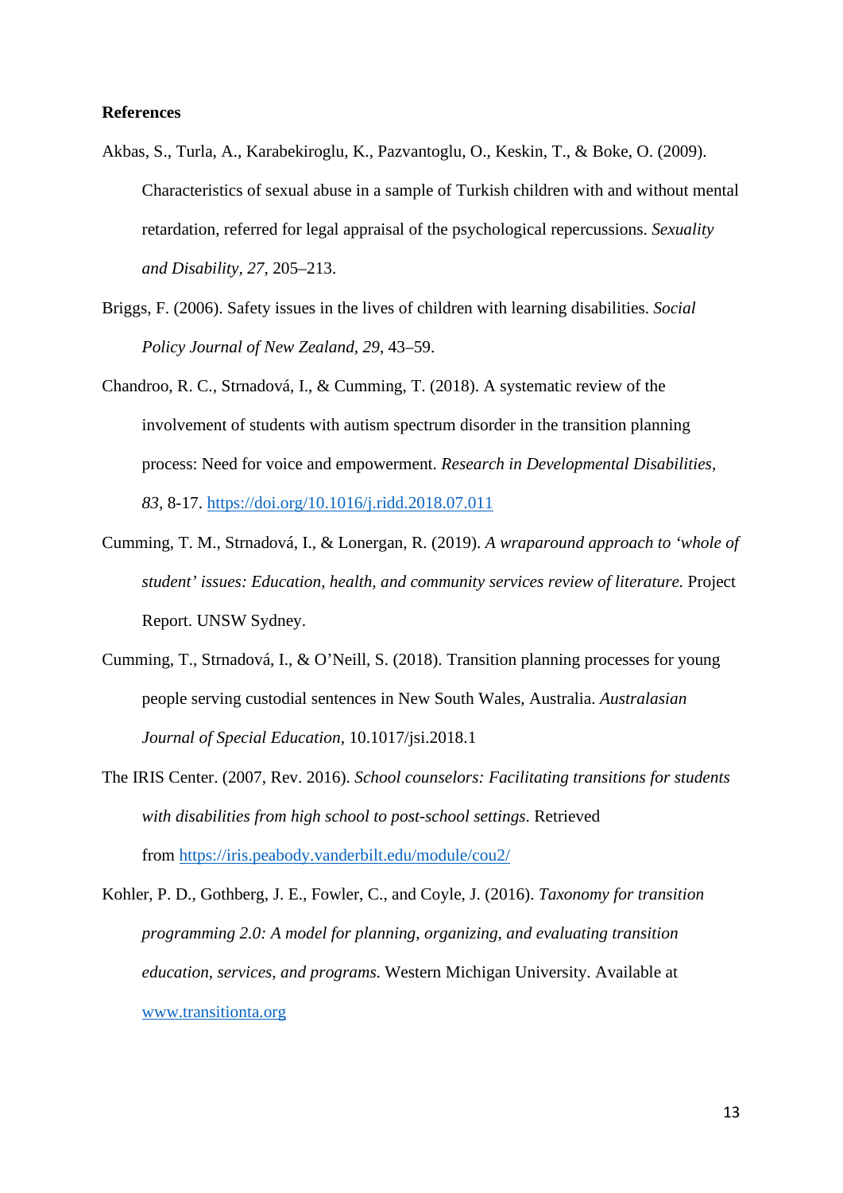**References**

Akbas, S., Turla, A., Karabekiroglu, K., Pazvantoglu, O., Keskin, T., & Boke, O. (2009). Characteristics of sexual abuse in a sample of Turkish children with and without mental retardation, referred for legal appraisal of the psychological repercussions. *Sexuality and Disability, 27*, 205–213.

Briggs, F. (2006). Safety issues in the lives of children with learning disabilities. *Social Policy Journal of New Zealand, 29*, 43–59.

Chandroo, R. C., Strnadová, I., & Cumming, T. (2018). A systematic review of the involvement of students with autism spectrum disorder in the transition planning process: Need for voice and empowerment. *Research in Developmental Disabilities, 83*, 8-17. https://doi.org/10.1016/j.ridd.2018.07.011

Cumming, T. M., Strnadová, I., & Lonergan, R. (2019). *A wraparound approach to 'whole of student' issues: Education, health, and community services review of literature.* Project Report. UNSW Sydney.

Cumming, T., Strnadová, I., & O'Neill, S. (2018). Transition planning processes for young people serving custodial sentences in New South Wales, Australia. *Australasian Journal of Special Education*, 10.1017/jsi.2018.1

The IRIS Center. (2007, Rev. 2016). *School counselors: Facilitating transitions for students with disabilities from high school to post-school settings*. Retrieved from https://iris.peabody.vanderbilt.edu/module/cou2/

Kohler, P. D., Gothberg, J. E., Fowler, C., and Coyle, J. (2016). *Taxonomy for transition programming 2.0: A model for planning, organizing, and evaluating transition education, services, and programs.* Western Michigan University. Available at www.transitionta.org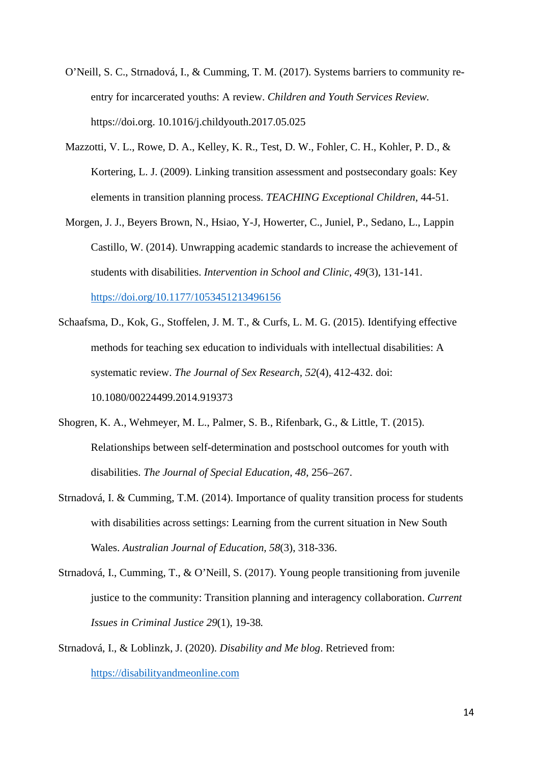O'Neill, S. C., Strnadová, I., & Cumming, T. M. (2017). Systems barriers to community re-entry for incarcerated youths: A review. *Children and Youth Services Review.* https://doi.org. 10.1016/j.childyouth.2017.05.025

Mazzotti, V. L., Rowe, D. A., Kelley, K. R., Test, D. W., Fohler, C. H., Kohler, P. D., & Kortering, L. J. (2009). Linking transition assessment and postsecondary goals: Key elements in transition planning process. *TEACHING Exceptional Children*, 44-51.

Morgen, J. J., Beyers Brown, N., Hsiao, Y-J, Howerter, C., Juniel, P., Sedano, L., Lappin Castillo, W. (2014). Unwrapping academic standards to increase the achievement of students with disabilities. *Intervention in School and Clinic, 49*(3), 131-141. https://doi.org/10.1177/1053451213496156

Schaafsma, D., Kok, G., Stoffelen, J. M. T., & Curfs, L. M. G. (2015). Identifying effective methods for teaching sex education to individuals with intellectual disabilities: A systematic review. *The Journal of Sex Research, 52*(4), 412-432. doi: 10.1080/00224499.2014.919373

Shogren, K. A., Wehmeyer, M. L., Palmer, S. B., Rifenbark, G., & Little, T. (2015). Relationships between self-determination and postschool outcomes for youth with disabilities. *The Journal of Special Education, 48*, 256–267.

Strnadová, I. & Cumming, T.M. (2014). Importance of quality transition process for students with disabilities across settings: Learning from the current situation in New South Wales. *Australian Journal of Education, 58*(3), 318-336.

Strnadová, I., Cumming, T., & O'Neill, S. (2017). Young people transitioning from juvenile justice to the community: Transition planning and interagency collaboration. *Current Issues in Criminal Justice 29*(1), 19-38.

Strnadová, I., & Loblinzk, J. (2020). *Disability and Me blog*. Retrieved from: https://disabilityandmeonline.com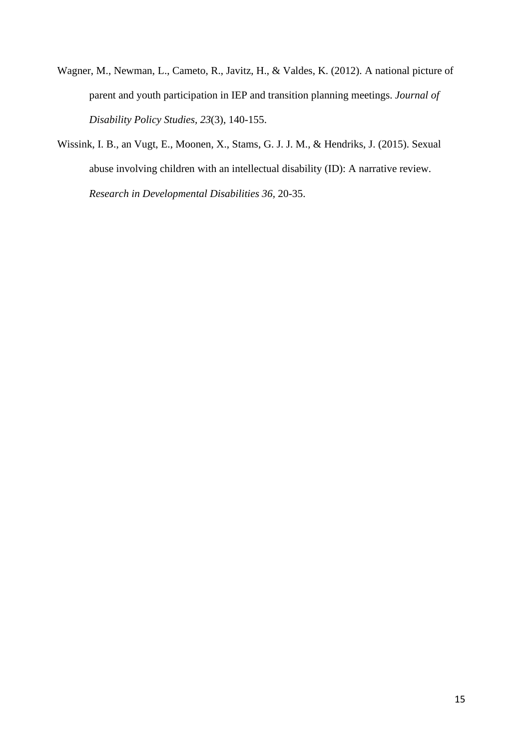Wagner, M., Newman, L., Cameto, R., Javitz, H., & Valdes, K. (2012). A national picture of parent and youth participation in IEP and transition planning meetings. *Journal of Disability Policy Studies, 23*(3), 140-155.

Wissink, I. B., an Vugt, E., Moonen, X., Stams, G. J. J. M., & Hendriks, J. (2015). Sexual abuse involving children with an intellectual disability (ID): A narrative review. *Research in Developmental Disabilities 36*, 20-35.